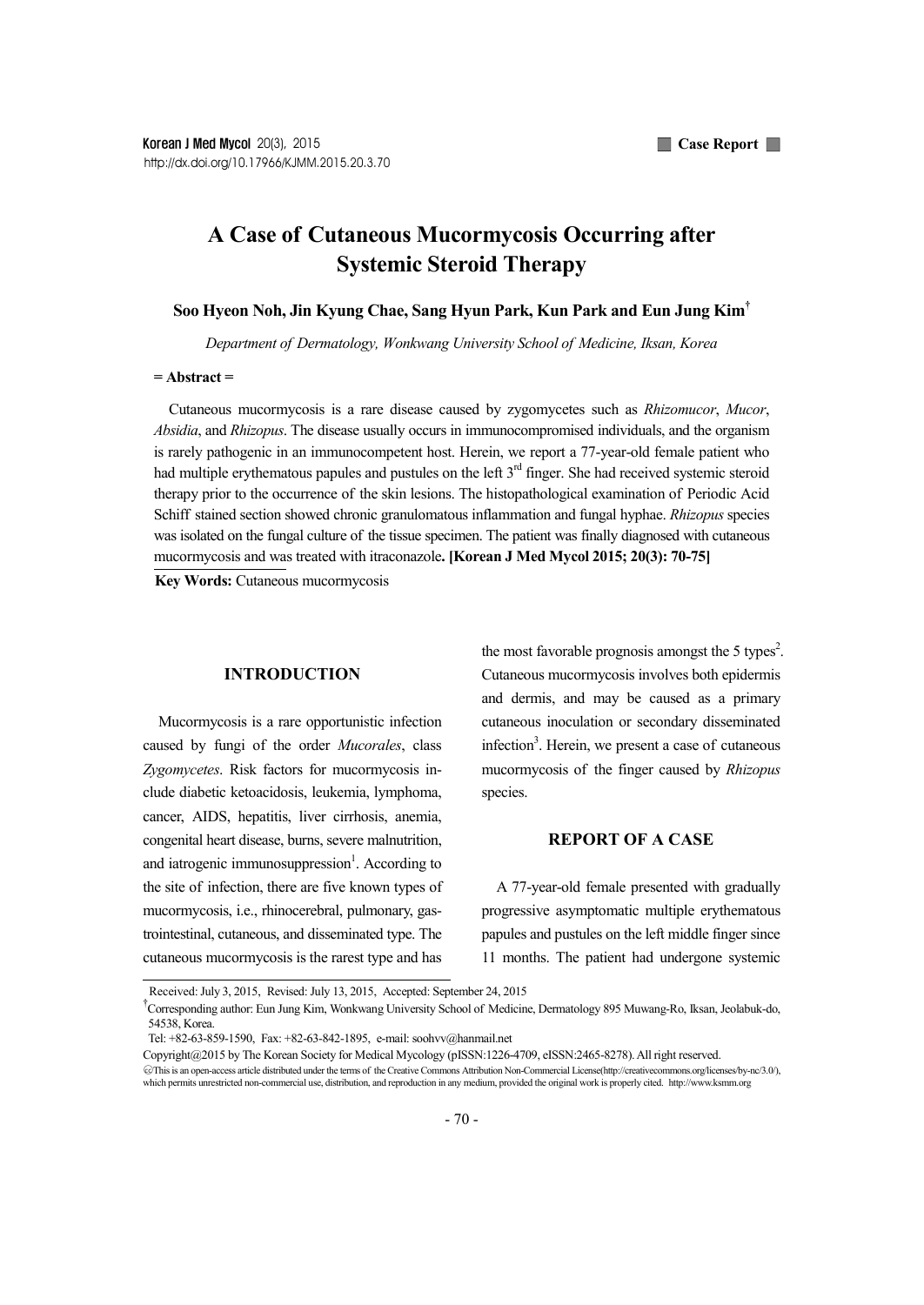Case Report

# A Case of Cutaneous Mucormycosis Occurring after Systemic Steroid Therapy

**Soo Hyeon Noh, Jin Kyung Chae, Sang Hyun Park, Kun Park and Eun Jung Kim†**

*Department of Dermatology, Wonkwang University School of Medicine, Iksan, Korea*

**= Abstract =**

Cutaneous mucormycosis is a rare disease caused by zygomycetes such as *Rhizomucor*, *Mucor*, *Absidia*, and *Rhizopus*. The disease usually occurs in immunocompromised individuals, and the organism is rarely pathogenic in an immunocompetent host. Herein, we report a 77-year-old female patient who had multiple erythematous papules and pustules on the left 3rd finger. She had received systemic steroid therapy prior to the occurrence of the skin lesions. The histopathological examination of Periodic Acid Schiff stained section showed chronic granulomatous inflammation and fungal hyphae. *Rhizopus* species was isolated on the fungal culture of the tissue specimen. The patient was finally diagnosed with cutaneous mucormycosis and was treated with itraconazole. **[Korean J Med Mycol 2015; 20(3): 70-75]**

**Key Words:** Cutaneous mucormycosis

## INTRODUCTION

Mucormycosis is a rare opportunistic infection caused by fungi of the order *Mucorales*, class *Zygomycetes*. Risk factors for mucormycosis include diabetic ketoacidosis, leukemia, lymphoma, cancer, AIDS, hepatitis, liver cirrhosis, anemia, congenital heart disease, burns, severe malnutrition, and iatrogenic immunosuppression[1]. According to the site of infection, there are five known types of mucormycosis, i.e., rhinocerebral, pulmonary, gastrointestinal, cutaneous, and disseminated type. The cutaneous mucormycosis is the rarest type and has the most favorable prognosis amongst the 5 types[2]. Cutaneous mucormycosis involves both epidermis and dermis, and may be caused as a primary cutaneous inoculation or secondary disseminated infection[3]. Herein, we present a case of cutaneous mucormycosis of the finger caused by *Rhizopus* species.

## REPORT OF A CASE

A 77-year-old female presented with gradually progressive asymptomatic multiple erythematous papules and pustules on the left middle finger since 11 months. The patient had undergone systemic

---

Received: July 3, 2015, Revised: July 13, 2015, Accepted: September 24, 2015

†Corresponding author: Eun Jung Kim, Wonkwang University School of Medicine, Dermatology 895 Muwang-Ro, Iksan, Jeolabuk-do, 54538, Korea.
Tel: +82-63-859-1590, Fax: +82-63-842-1895, e-mail: soohvv@hanmail.net

Copyright@2015 by The Korean Society for Medical Mycology (pISSN:1226-4709, eISSN:2465-8278). All right reserved.
This is an open-access article distributed under the terms of the Creative Commons Attribution Non-Commercial License(http://creativecommons.org/licenses/by-nc/3.0/), which permits unrestricted non-commercial use, distribution, and reproduction in any medium, provided the original work is properly cited. http://www.ksmm.org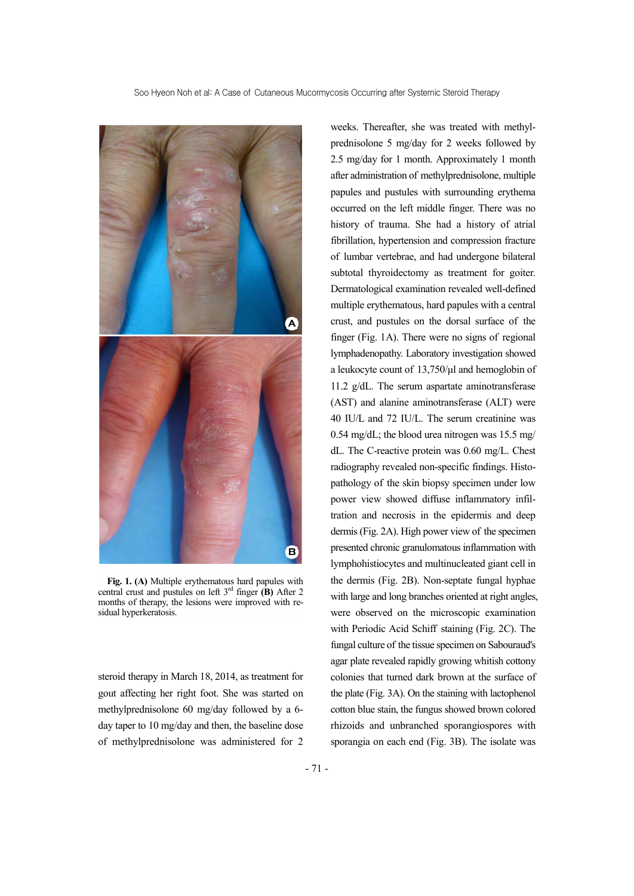**Fig. 1. (A)** Multiple erythematous hard papules with central crust and pustules on left 3rd finger **(B)** After 2 months of therapy, the lesions were improved with residual hyperkeratosis.

steroid therapy in March 18, 2014, as treatment for gout affecting her right foot. She was started on methylprednisolone 60 mg/day followed by a 6-day taper to 10 mg/day and then, the baseline dose of methylprednisolone was administered for 2 weeks. Thereafter, she was treated with methylprednisolone 5 mg/day for 2 weeks followed by 2.5 mg/day for 1 month. Approximately 1 month after administration of methylprednisolone, multiple papules and pustules with surrounding erythema occurred on the left middle finger. There was no history of trauma. She had a history of atrial fibrillation, hypertension and compression fracture of lumbar vertebrae, and had undergone bilateral subtotal thyroidectomy as treatment for goiter. Dermatological examination revealed well-defined multiple erythematous, hard papules with a central crust, and pustules on the dorsal surface of the finger (Fig. 1A). There were no signs of regional lymphadenopathy. Laboratory investigation showed a leukocyte count of 13,750/μl and hemoglobin of 11.2 g/dL. The serum aspartate aminotransferase (AST) and alanine aminotransferase (ALT) were 40 IU/L and 72 IU/L. The serum creatinine was 0.54 mg/dL; the blood urea nitrogen was 15.5 mg/dL. The C-reactive protein was 0.60 mg/L. Chest radiography revealed non-specific findings. Histopathology of the skin biopsy specimen under low power view showed diffuse inflammatory infiltration and necrosis in the epidermis and deep dermis (Fig. 2A). High power view of the specimen presented chronic granulomatous inflammation with lymphohistiocytes and multinucleated giant cell in the dermis (Fig. 2B). Non-septate fungal hyphae with large and long branches oriented at right angles, were observed on the microscopic examination with Periodic Acid Schiff staining (Fig. 2C). The fungal culture of the tissue specimen on Sabouraud's agar plate revealed rapidly growing whitish cottony colonies that turned dark brown at the surface of the plate (Fig. 3A). On the staining with lactophenol cotton blue stain, the fungus showed brown colored rhizoids and unbranched sporangiospores with sporangia on each end (Fig. 3B). The isolate was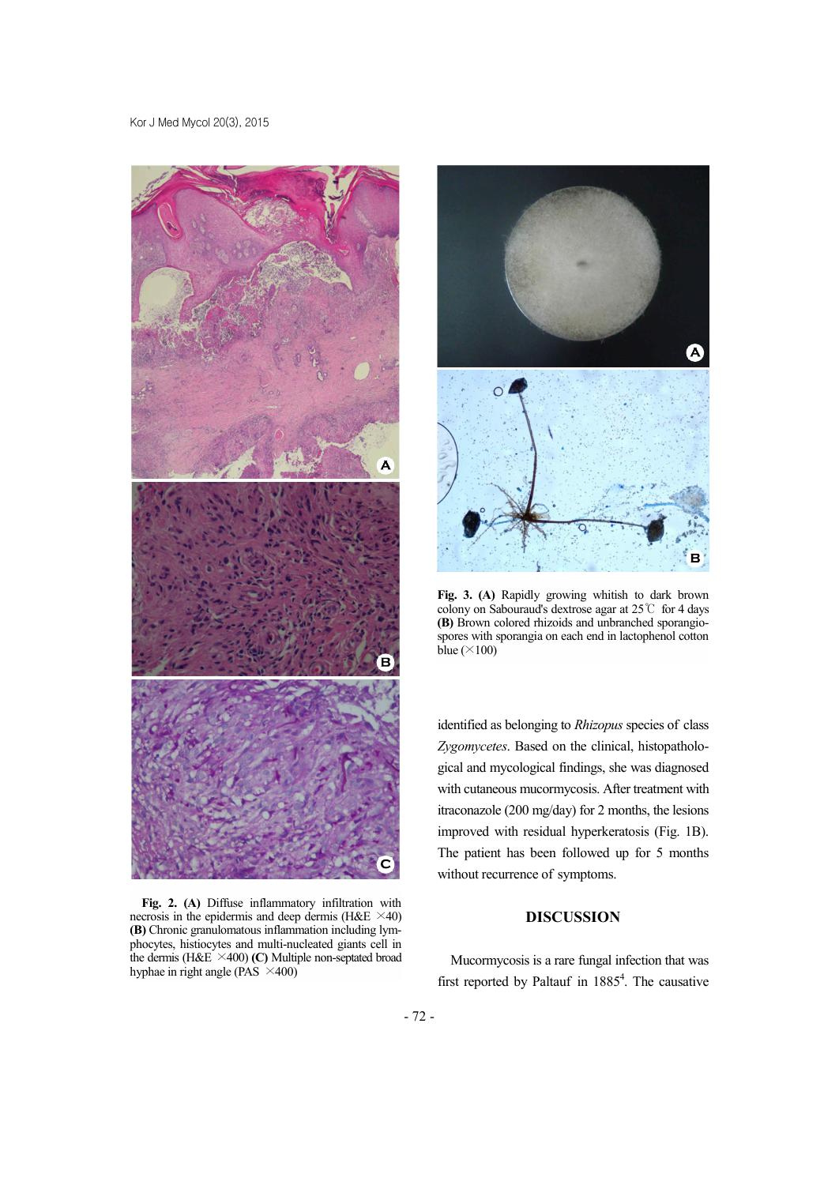**Fig. 2. (A)** Diffuse inflammatory infiltration with necrosis in the epidermis and deep dermis (H&E ×40) **(B)** Chronic granulomatous inflammation including lymphocytes, histiocytes and multi-nucleated giants cell in the dermis (H&E ×400) **(C)** Multiple non-septated broad hyphae in right angle (PAS ×400)

**Fig. 3. (A)** Rapidly growing whitish to dark brown colony on Sabouraud's dextrose agar at 25℃ for 4 days **(B)** Brown colored rhizoids and unbranched sporangiospores with sporangia on each end in lactophenol cotton blue (×100)

identified as belonging to *Rhizopus* species of class *Zygomycetes*. Based on the clinical, histopathological and mycological findings, she was diagnosed with cutaneous mucormycosis. After treatment with itraconazole (200 mg/day) for 2 months, the lesions improved with residual hyperkeratosis (Fig. 1B). The patient has been followed up for 5 months without recurrence of symptoms.

## DISCUSSION

Mucormycosis is a rare fungal infection that was first reported by Paltauf in 1885[4]. The causative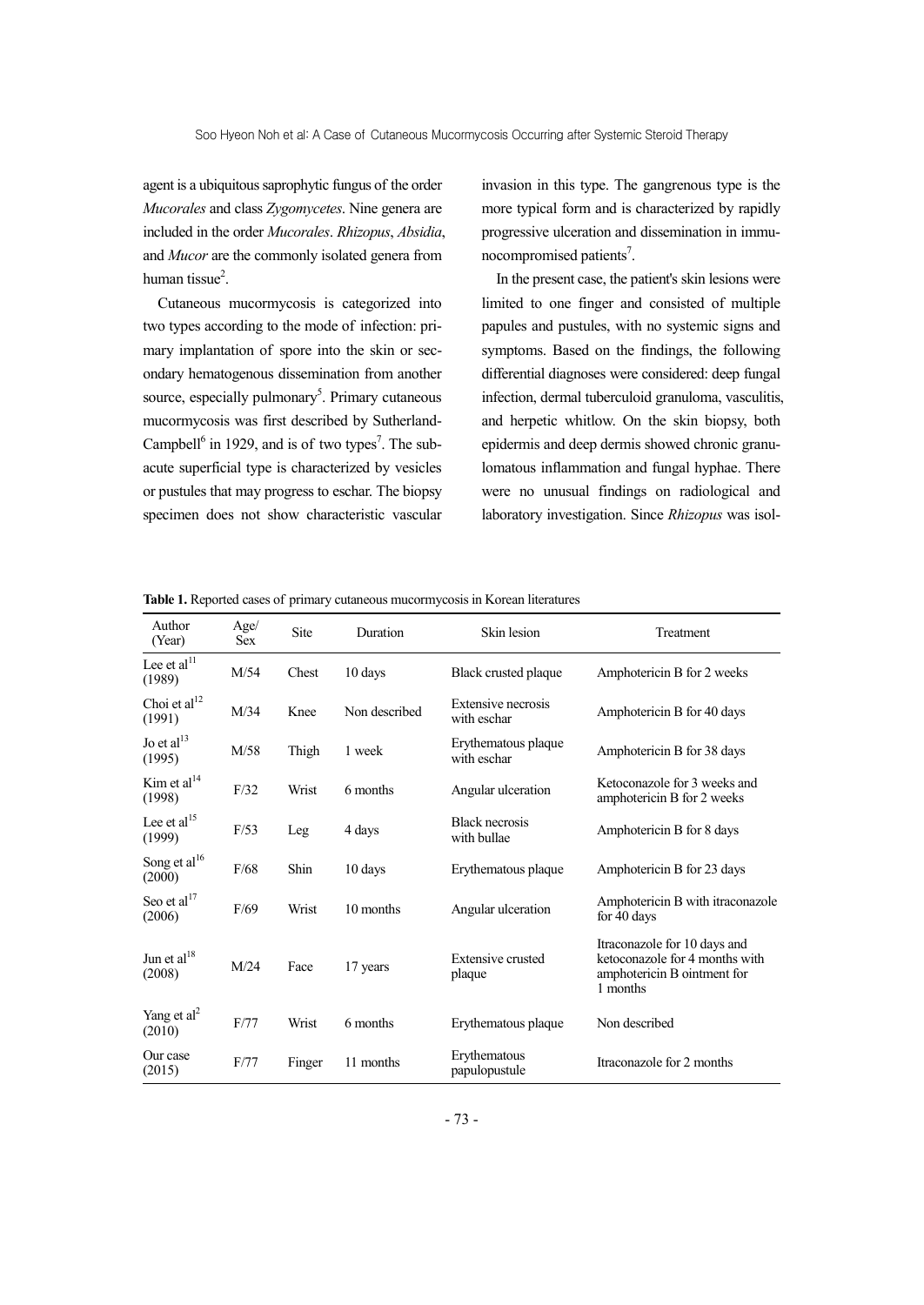agent is a ubiquitous saprophytic fungus of the order *Mucorales* and class *Zygomycetes*. Nine genera are included in the order *Mucorales*. *Rhizopus*, *Absidia*, and *Mucor* are the commonly isolated genera from human tissue[2].

Cutaneous mucormycosis is categorized into two types according to the mode of infection: primary implantation of spore into the skin or secondary hematogenous dissemination from another source, especially pulmonary[5]. Primary cutaneous mucormycosis was first described by Sutherland-Campbell[6] in 1929, and is of two types[7]. The subacute superficial type is characterized by vesicles or pustules that may progress to eschar. The biopsy specimen does not show characteristic vascular invasion in this type. The gangrenous type is the more typical form and is characterized by rapidly progressive ulceration and dissemination in immunocompromised patients[7].

In the present case, the patient's skin lesions were limited to one finger and consisted of multiple papules and pustules, with no systemic signs and symptoms. Based on the findings, the following differential diagnoses were considered: deep fungal infection, dermal tuberculoid granuloma, vasculitis, and herpetic whitlow. On the skin biopsy, both epidermis and deep dermis showed chronic granulomatous inflammation and fungal hyphae. There were no unusual findings on radiological and laboratory investigation. Since *Rhizopus* was isol-

**Table 1.** Reported cases of primary cutaneous mucormycosis in Korean literatures

| Author (Year) | Age/ Sex | Site | Duration | Skin lesion | Treatment |
|---|---|---|---|---|---|
| Lee et al[11] (1989) | M/54 | Chest | 10 days | Black crusted plaque | Amphotericin B for 2 weeks |
| Choi et al[12] (1991) | M/34 | Knee | Non described | Extensive necrosis with eschar | Amphotericin B for 40 days |
| Jo et al[13] (1995) | M/58 | Thigh | 1 week | Erythematous plaque with eschar | Amphotericin B for 38 days |
| Kim et al[14] (1998) | F/32 | Wrist | 6 months | Angular ulceration | Ketoconazole for 3 weeks and amphotericin B for 2 weeks |
| Lee et al[15] (1999) | F/53 | Leg | 4 days | Black necrosis with bullae | Amphotericin B for 8 days |
| Song et al[16] (2000) | F/68 | Shin | 10 days | Erythematous plaque | Amphotericin B for 23 days |
| Seo et al[17] (2006) | F/69 | Wrist | 10 months | Angular ulceration | Amphotericin B with itraconazole for 40 days |
| Jun et al[18] (2008) | M/24 | Face | 17 years | Extensive crusted plaque | Itraconazole for 10 days and ketoconazole for 4 months with amphotericin B ointment for 1 months |
| Yang et al[2] (2010) | F/77 | Wrist | 6 months | Erythematous plaque | Non described |
| Our case (2015) | F/77 | Finger | 11 months | Erythematous papulopustule | Itraconazole for 2 months |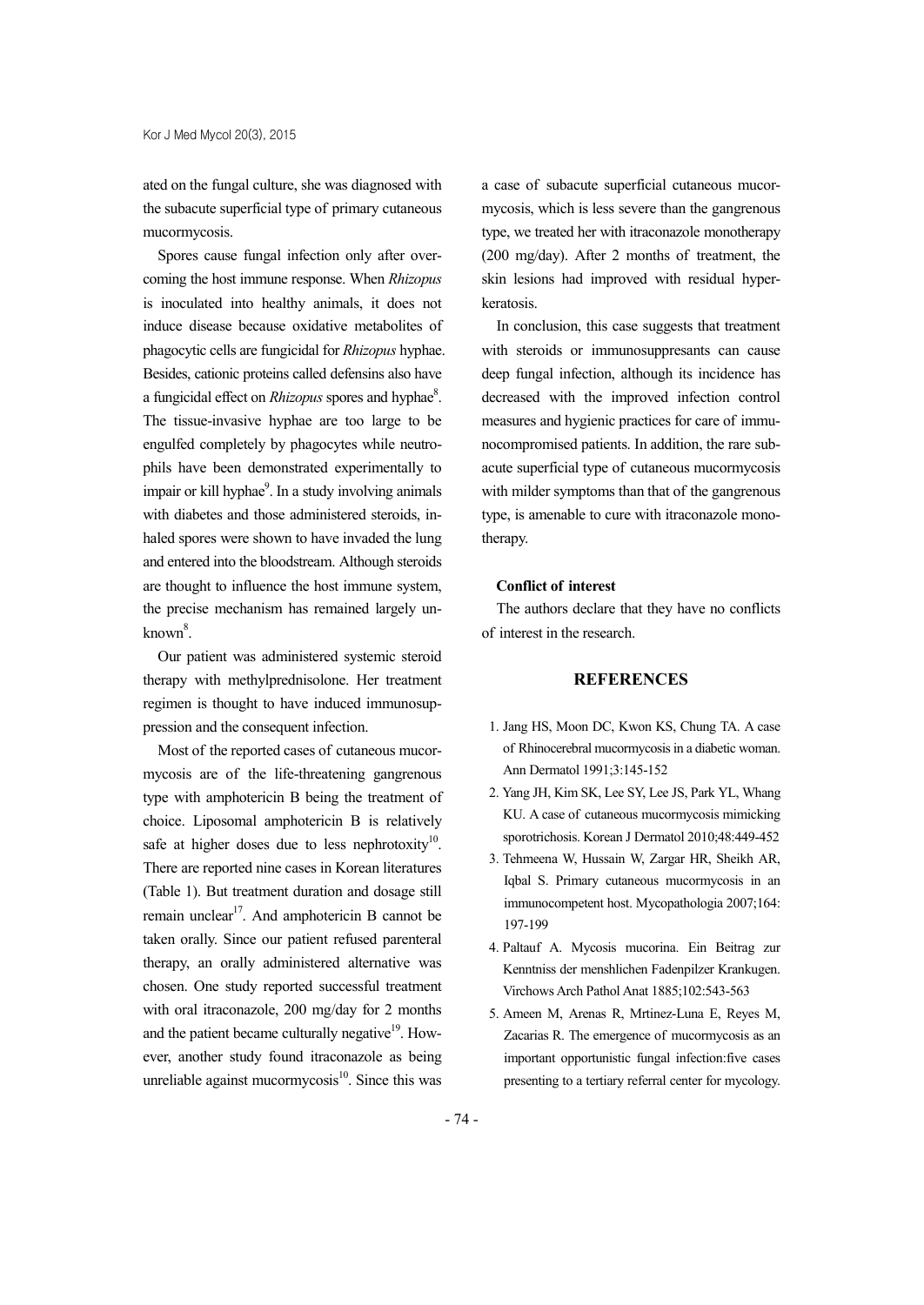ated on the fungal culture, she was diagnosed with the subacute superficial type of primary cutaneous mucormycosis.

Spores cause fungal infection only after overcoming the host immune response. When *Rhizopus* is inoculated into healthy animals, it does not induce disease because oxidative metabolites of phagocytic cells are fungicidal for *Rhizopus* hyphae. Besides, cationic proteins called defensins also have a fungicidal effect on *Rhizopus* spores and hyphae[8]. The tissue-invasive hyphae are too large to be engulfed completely by phagocytes while neutrophils have been demonstrated experimentally to impair or kill hyphae[9]. In a study involving animals with diabetes and those administered steroids, inhaled spores were shown to have invaded the lung and entered into the bloodstream. Although steroids are thought to influence the host immune system, the precise mechanism has remained largely unknown[8].

Our patient was administered systemic steroid therapy with methylprednisolone. Her treatment regimen is thought to have induced immunosuppression and the consequent infection.

Most of the reported cases of cutaneous mucormycosis are of the life-threatening gangrenous type with amphotericin B being the treatment of choice. Liposomal amphotericin B is relatively safe at higher doses due to less nephrotoxity[10]. There are reported nine cases in Korean literatures (Table 1). But treatment duration and dosage still remain unclear[17]. And amphotericin B cannot be taken orally. Since our patient refused parenteral therapy, an orally administered alternative was chosen. One study reported successful treatment with oral itraconazole, 200 mg/day for 2 months and the patient became culturally negative[19]. However, another study found itraconazole as being unreliable against mucormycosis[10]. Since this was a case of subacute superficial cutaneous mucormycosis, which is less severe than the gangrenous type, we treated her with itraconazole monotherapy (200 mg/day). After 2 months of treatment, the skin lesions had improved with residual hyperkeratosis.

In conclusion, this case suggests that treatment with steroids or immunosuppresants can cause deep fungal infection, although its incidence has decreased with the improved infection control measures and hygienic practices for care of immunocompromised patients. In addition, the rare subacute superficial type of cutaneous mucormycosis with milder symptoms than that of the gangrenous type, is amenable to cure with itraconazole monotherapy.

**Conflict of interest**

The authors declare that they have no conflicts of interest in the research.

## REFERENCES

1. Jang HS, Moon DC, Kwon KS, Chung TA. A case of Rhinocerebral mucormycosis in a diabetic woman. Ann Dermatol 1991;3:145-152
2. Yang JH, Kim SK, Lee SY, Lee JS, Park YL, Whang KU. A case of cutaneous mucormycosis mimicking sporotrichosis. Korean J Dermatol 2010;48:449-452
3. Tehmeena W, Hussain W, Zargar HR, Sheikh AR, Iqbal S. Primary cutaneous mucormycosis in an immunocompetent host. Mycopathologia 2007;164: 197-199
4. Paltauf A. Mycosis mucorina. Ein Beitrag zur Kenntniss der menshlichen Fadenpilzer Krankugen. Virchows Arch Pathol Anat 1885;102:543-563
5. Ameen M, Arenas R, Mrtinez-Luna E, Reyes M, Zacarias R. The emergence of mucormycosis as an important opportunistic fungal infection:five cases presenting to a tertiary referral center for mycology.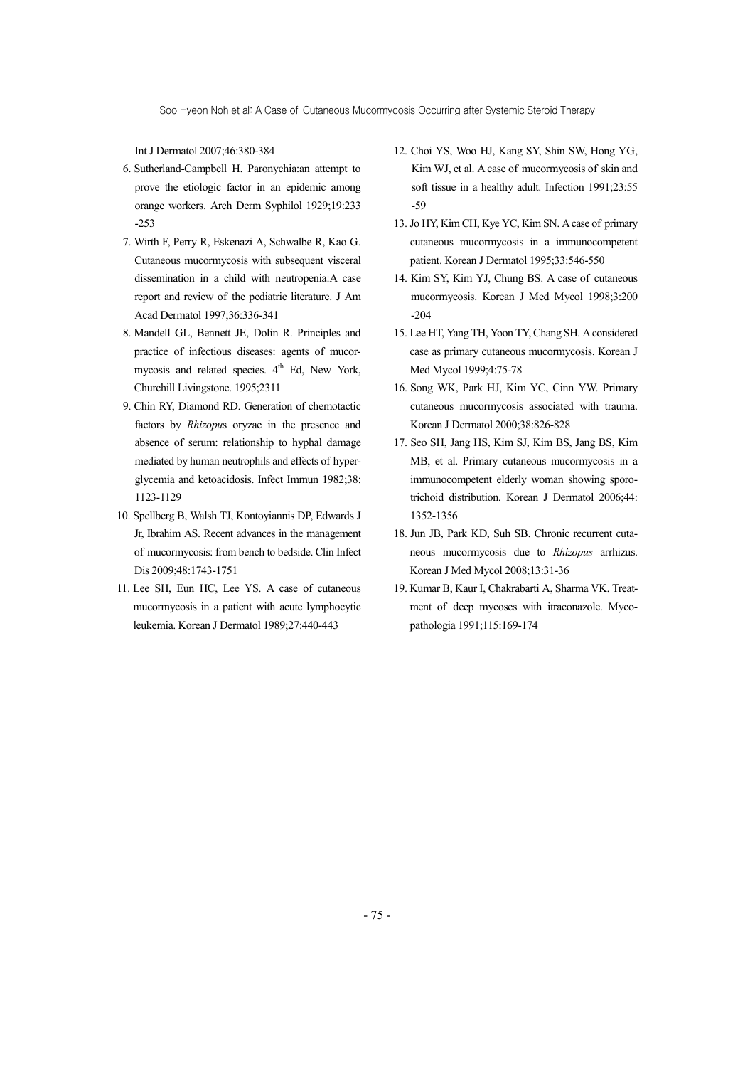Int J Dermatol 2007;46:380-384

6. Sutherland-Campbell H. Paronychia:an attempt to prove the etiologic factor in an epidemic among orange workers. Arch Derm Syphilol 1929;19:233 -253
7. Wirth F, Perry R, Eskenazi A, Schwalbe R, Kao G. Cutaneous mucormycosis with subsequent visceral dissemination in a child with neutropenia:A case report and review of the pediatric literature. J Am Acad Dermatol 1997;36:336-341
8. Mandell GL, Bennett JE, Dolin R. Principles and practice of infectious diseases: agents of mucormycosis and related species. 4th Ed, New York, Churchill Livingstone. 1995;2311
9. Chin RY, Diamond RD. Generation of chemotactic factors by *Rhizopus* oryzae in the presence and absence of serum: relationship to hyphal damage mediated by human neutrophils and effects of hyperglycemia and ketoacidosis. Infect Immun 1982;38: 1123-1129
10. Spellberg B, Walsh TJ, Kontoyiannis DP, Edwards J Jr, Ibrahim AS. Recent advances in the management of mucormycosis: from bench to bedside. Clin Infect Dis 2009;48:1743-1751
11. Lee SH, Eun HC, Lee YS. A case of cutaneous mucormycosis in a patient with acute lymphocytic leukemia. Korean J Dermatol 1989;27:440-443
12. Choi YS, Woo HJ, Kang SY, Shin SW, Hong YG, Kim WJ, et al. A case of mucormycosis of skin and soft tissue in a healthy adult. Infection 1991;23:55 -59
13. Jo HY, Kim CH, Kye YC, Kim SN. A case of primary cutaneous mucormycosis in a immunocompetent patient. Korean J Dermatol 1995;33:546-550
14. Kim SY, Kim YJ, Chung BS. A case of cutaneous mucormycosis. Korean J Med Mycol 1998;3:200 -204
15. Lee HT, Yang TH, Yoon TY, Chang SH. A considered case as primary cutaneous mucormycosis. Korean J Med Mycol 1999;4:75-78
16. Song WK, Park HJ, Kim YC, Cinn YW. Primary cutaneous mucormycosis associated with trauma. Korean J Dermatol 2000;38:826-828
17. Seo SH, Jang HS, Kim SJ, Kim BS, Jang BS, Kim MB, et al. Primary cutaneous mucormycosis in a immunocompetent elderly woman showing sporotrichoid distribution. Korean J Dermatol 2006;44: 1352-1356
18. Jun JB, Park KD, Suh SB. Chronic recurrent cutaneous mucormycosis due to *Rhizopus* arrhizus. Korean J Med Mycol 2008;13:31-36
19. Kumar B, Kaur I, Chakrabarti A, Sharma VK. Treatment of deep mycoses with itraconazole. Mycopathologia 1991;115:169-174